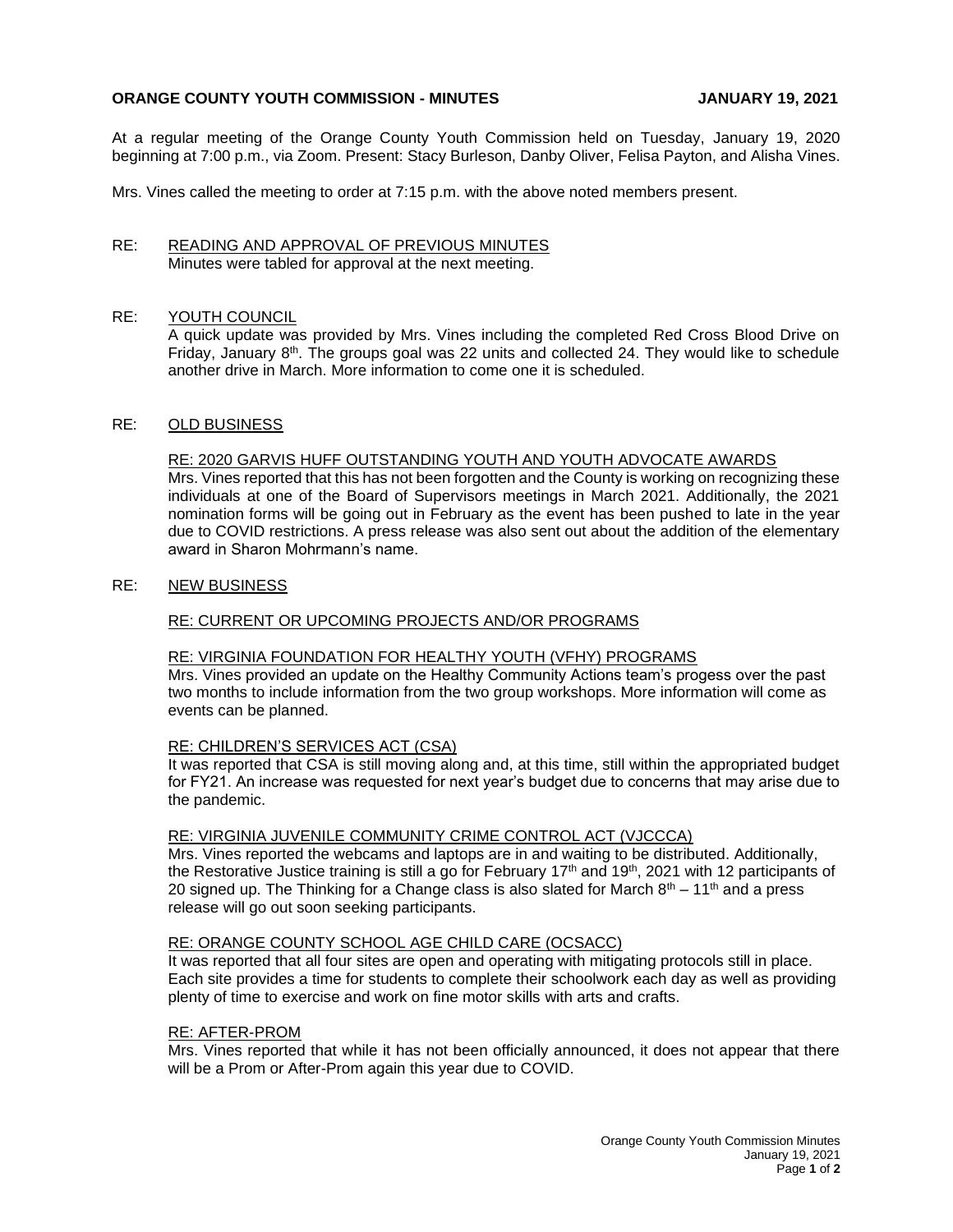**ORANGE COUNTY YOUTH COMMISSION - MINUTES** **JANUARY 19, 2021**

At a regular meeting of the Orange County Youth Commission held on Tuesday, January 19, 2020 beginning at 7:00 p.m., via Zoom. Present: Stacy Burleson, Danby Oliver, Felisa Payton, and Alisha Vines.

Mrs. Vines called the meeting to order at 7:15 p.m. with the above noted members present.

RE: <u>READING AND APPROVAL OF PREVIOUS MINUTES</u>
Minutes were tabled for approval at the next meeting.

RE: <u>YOUTH COUNCIL</u>
A quick update was provided by Mrs. Vines including the completed Red Cross Blood Drive on Friday, January 8th. The groups goal was 22 units and collected 24. They would like to schedule another drive in March. More information to come one it is scheduled.

RE: <u>OLD BUSINESS</u>

<u>RE: 2020 GARVIS HUFF OUTSTANDING YOUTH AND YOUTH ADVOCATE AWARDS</u>
Mrs. Vines reported that this has not been forgotten and the County is working on recognizing these individuals at one of the Board of Supervisors meetings in March 2021. Additionally, the 2021 nomination forms will be going out in February as the event has been pushed to late in the year due to COVID restrictions. A press release was also sent out about the addition of the elementary award in Sharon Mohrmann's name.

RE: <u>NEW BUSINESS</u>

<u>RE: CURRENT OR UPCOMING PROJECTS AND/OR PROGRAMS</u>

<u>RE: VIRGINIA FOUNDATION FOR HEALTHY YOUTH (VFHY) PROGRAMS</u>
Mrs. Vines provided an update on the Healthy Community Actions team's progess over the past two months to include information from the two group workshops. More information will come as events can be planned.

<u>RE: CHILDREN'S SERVICES ACT (CSA)</u>
It was reported that CSA is still moving along and, at this time, still within the appropriated budget for FY21. An increase was requested for next year's budget due to concerns that may arise due to the pandemic.

<u>RE: VIRGINIA JUVENILE COMMUNITY CRIME CONTROL ACT (VJCCCA)</u>
Mrs. Vines reported the webcams and laptops are in and waiting to be distributed. Additionally, the Restorative Justice training is still a go for February 17th and 19th, 2021 with 12 participants of 20 signed up. The Thinking for a Change class is also slated for March 8th – 11th and a press release will go out soon seeking participants.

<u>RE: ORANGE COUNTY SCHOOL AGE CHILD CARE (OCSACC)</u>
It was reported that all four sites are open and operating with mitigating protocols still in place. Each site provides a time for students to complete their schoolwork each day as well as providing plenty of time to exercise and work on fine motor skills with arts and crafts.

<u>RE: AFTER-PROM</u>
Mrs. Vines reported that while it has not been officially announced, it does not appear that there will be a Prom or After-Prom again this year due to COVID.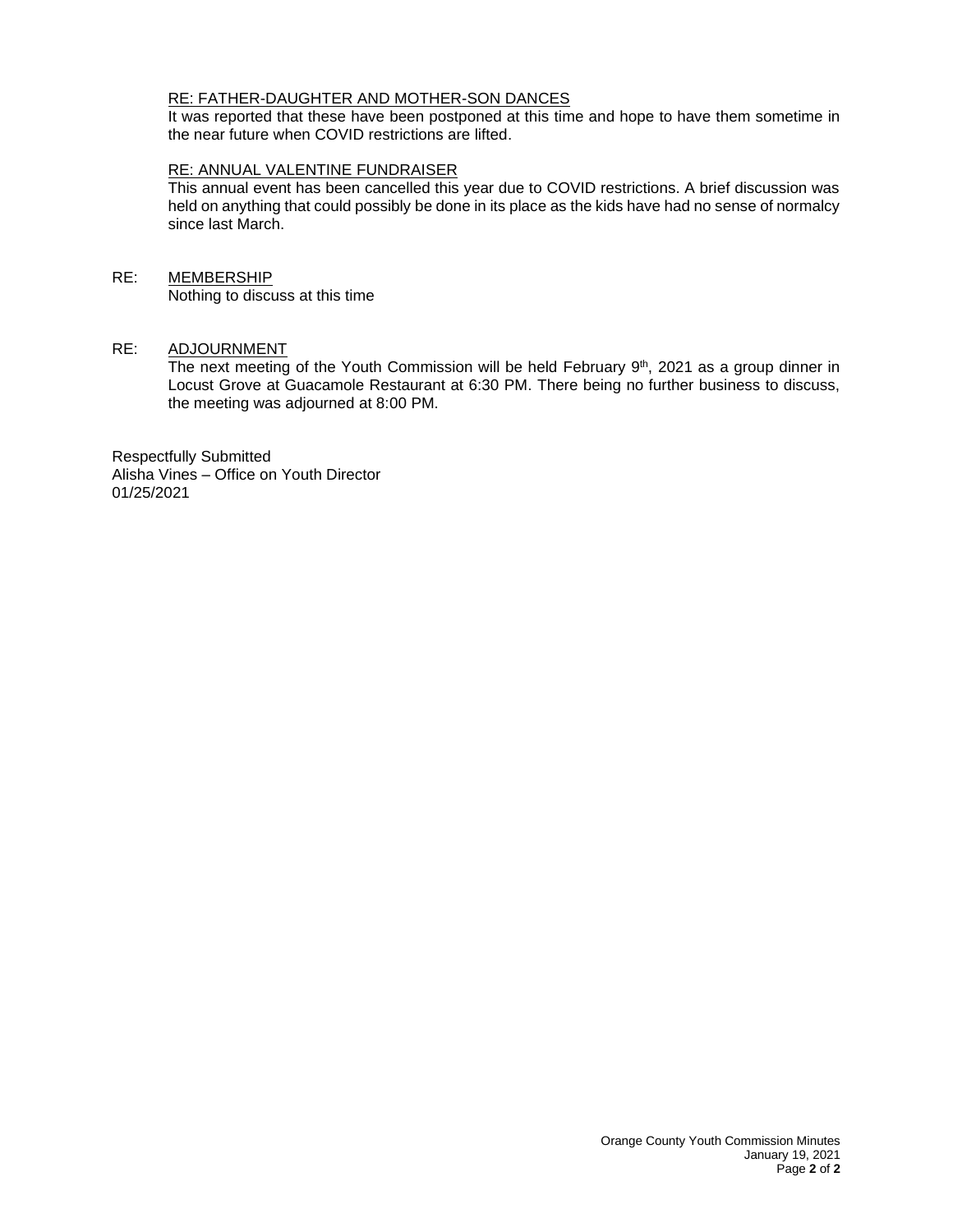RE: FATHER-DAUGHTER AND MOTHER-SON DANCES

It was reported that these have been postponed at this time and hope to have them sometime in the near future when COVID restrictions are lifted.

RE: ANNUAL VALENTINE FUNDRAISER

This annual event has been cancelled this year due to COVID restrictions. A brief discussion was held on anything that could possibly be done in its place as the kids have had no sense of normalcy since last March.

RE: MEMBERSHIP

Nothing to discuss at this time

RE: ADJOURNMENT

The next meeting of the Youth Commission will be held February 9th, 2021 as a group dinner in Locust Grove at Guacamole Restaurant at 6:30 PM. There being no further business to discuss, the meeting was adjourned at 8:00 PM.

Respectfully Submitted
Alisha Vines – Office on Youth Director
01/25/2021